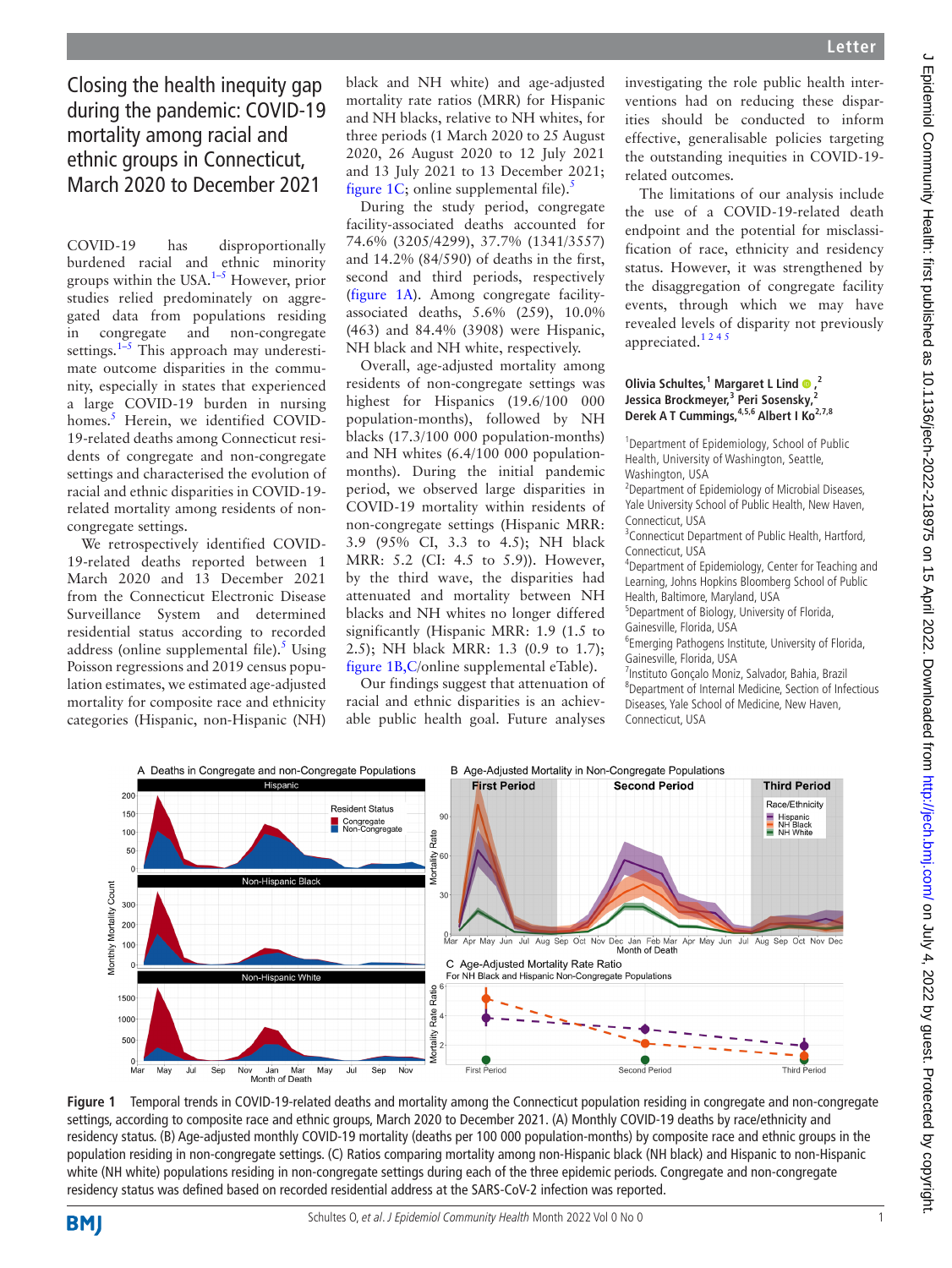# Closing the health inequity gap during the pandemic: COVID-19 mortality among racial and ethnic groups in Connecticut, March 2020 to December 2021

COVID-19 has disproportionally burdened racial and ethnic minority groups within the USA.[1–5] However, prior studies relied predominately on aggregated data from populations residing in congregate and non-congregate settings.[1–5] This approach may underestimate outcome disparities in the community, especially in states that experienced a large COVID-19 burden in nursing homes.[5] Herein, we identified COVID-19-related deaths among Connecticut residents of congregate and non-congregate settings and characterised the evolution of racial and ethnic disparities in COVID-19-related mortality among residents of non-congregate settings.

We retrospectively identified COVID-19-related deaths reported between 1 March 2020 and 13 December 2021 from the Connecticut Electronic Disease Surveillance System and determined residential status according to recorded address (online supplemental file).[5] Using Poisson regressions and 2019 census population estimates, we estimated age-adjusted mortality for composite race and ethnicity categories (Hispanic, non-Hispanic (NH) black and NH white) and age-adjusted mortality rate ratios (MRR) for Hispanic and NH blacks, relative to NH whites, for three periods (1 March 2020 to 25 August 2020, 26 August 2020 to 12 July 2021 and 13 July 2021 to 13 December 2021; figure 1C; online supplemental file).[5]

During the study period, congregate facility-associated deaths accounted for 74.6% (3205/4299), 37.7% (1341/3557) and 14.2% (84/590) of deaths in the first, second and third periods, respectively (figure 1A). Among congregate facility-associated deaths, 5.6% (259), 10.0% (463) and 84.4% (3908) were Hispanic, NH black and NH white, respectively.

Overall, age-adjusted mortality among residents of non-congregate settings was highest for Hispanics (19.6/100 000 population-months), followed by NH blacks (17.3/100 000 population-months) and NH whites (6.4/100 000 population-months). During the initial pandemic period, we observed large disparities in COVID-19 mortality within residents of non-congregate settings (Hispanic MRR: 3.9 (95% CI, 3.3 to 4.5); NH black MRR: 5.2 (CI: 4.5 to 5.9)). However, by the third wave, the disparities had attenuated and mortality between NH blacks and NH whites no longer differed significantly (Hispanic MRR: 1.9 (1.5 to 2.5); NH black MRR: 1.3 (0.9 to 1.7); figure 1B,C/online supplemental eTable).

Our findings suggest that attenuation of racial and ethnic disparities is an achievable public health goal. Future analyses investigating the role public health interventions had on reducing these disparities should be conducted to inform effective, generalisable policies targeting the outstanding inequities in COVID-19-related outcomes.

The limitations of our analysis include the use of a COVID-19-related death endpoint and the potential for misclassification of race, ethnicity and residency status. However, it was strengthened by the disaggregation of congregate facility events, through which we may have revealed levels of disparity not previously appreciated.[1 2 4 5]

**Olivia Schultes,[1] Margaret L Lind,[2] Jessica Brockmeyer,[3] Peri Sosensky,[2] Derek A T Cummings,[4,5,6] Albert I Ko[2,7,8]**

[1]Department of Epidemiology, School of Public Health, University of Washington, Seattle, Washington, USA
[2]Department of Epidemiology of Microbial Diseases, Yale University School of Public Health, New Haven, Connecticut, USA
[3]Connecticut Department of Public Health, Hartford, Connecticut, USA
[4]Department of Epidemiology, Center for Teaching and Learning, Johns Hopkins Bloomberg School of Public Health, Baltimore, Maryland, USA
[5]Department of Biology, University of Florida, Gainesville, Florida, USA
[6]Emerging Pathogens Institute, University of Florida, Gainesville, Florida, USA
[7]Instituto Gonçalo Moniz, Salvador, Bahia, Brazil
[8]Department of Internal Medicine, Section of Infectious Diseases, Yale School of Medicine, New Haven, Connecticut, USA

**Figure 1** Temporal trends in COVID-19-related deaths and mortality among the Connecticut population residing in congregate and non-congregate settings, according to composite race and ethnic groups, March 2020 to December 2021. (A) Monthly COVID-19 deaths by race/ethnicity and residency status. (B) Age-adjusted monthly COVID-19 mortality (deaths per 100 000 population-months) by composite race and ethnic groups in the population residing in non-congregate settings. (C) Ratios comparing mortality among non-Hispanic black (NH black) and Hispanic to non-Hispanic white (NH white) populations residing in non-congregate settings during each of the three epidemic periods. Congregate and non-congregate residency status was defined based on recorded residential address at the SARS-CoV-2 infection was reported.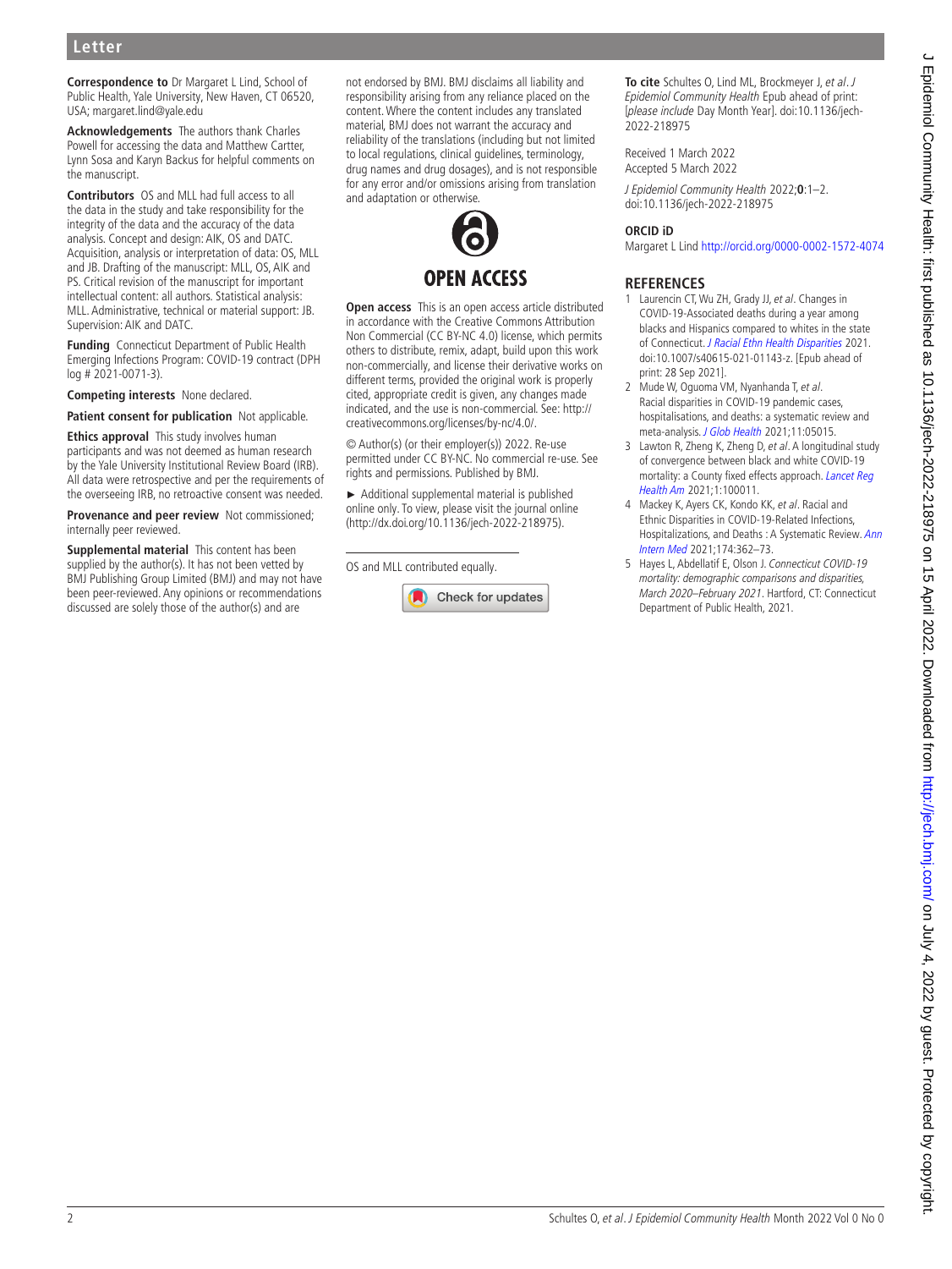**Correspondence to** Dr Margaret L Lind, School of Public Health, Yale University, New Haven, CT 06520, USA; margaret.lind@yale.edu

**Acknowledgements** The authors thank Charles Powell for accessing the data and Matthew Cartter, Lynn Sosa and Karyn Backus for helpful comments on the manuscript.

**Contributors** OS and MLL had full access to all the data in the study and take responsibility for the integrity of the data and the accuracy of the data analysis. Concept and design: AIK, OS and DATC. Acquisition, analysis or interpretation of data: OS, MLL and JB. Drafting of the manuscript: MLL, OS, AIK and PS. Critical revision of the manuscript for important intellectual content: all authors. Statistical analysis: MLL. Administrative, technical or material support: JB. Supervision: AIK and DATC.

**Funding** Connecticut Department of Public Health Emerging Infections Program: COVID-19 contract (DPH log # 2021-0071-3).

**Competing interests** None declared.

**Patient consent for publication** Not applicable.

**Ethics approval** This study involves human participants and was not deemed as human research by the Yale University Institutional Review Board (IRB). All data were retrospective and per the requirements of the overseeing IRB, no retroactive consent was needed.

**Provenance and peer review** Not commissioned; internally peer reviewed.

**Supplemental material** This content has been supplied by the author(s). It has not been vetted by BMJ Publishing Group Limited (BMJ) and may not have been peer-reviewed. Any opinions or recommendations discussed are solely those of the author(s) and are not endorsed by BMJ. BMJ disclaims all liability and responsibility arising from any reliance placed on the content. Where the content includes any translated material, BMJ does not warrant the accuracy and reliability of the translations (including but not limited to local regulations, clinical guidelines, terminology, drug names and drug dosages), and is not responsible for any error and/or omissions arising from translation and adaptation or otherwise.

**OPEN ACCESS**

**Open access** This is an open access article distributed in accordance with the Creative Commons Attribution Non Commercial (CC BY-NC 4.0) license, which permits others to distribute, remix, adapt, build upon this work non-commercially, and license their derivative works on different terms, provided the original work is properly cited, appropriate credit is given, any changes made indicated, and the use is non-commercial. See: http://creativecommons.org/licenses/by-nc/4.0/.

© Author(s) (or their employer(s)) 2022. Re-use permitted under CC BY-NC. No commercial re-use. See rights and permissions. Published by BMJ.

► Additional supplemental material is published online only. To view, please visit the journal online (http://dx.doi.org/10.1136/jech-2022-218975).

OS and MLL contributed equally.

**To cite** Schultes O, Lind ML, Brockmeyer J, *et al*. *J Epidemiol Community Health* Epub ahead of print: [*please include* Day Month Year]. doi:10.1136/jech-2022-218975

Received 1 March 2022
Accepted 5 March 2022

*J Epidemiol Community Health* 2022;**0**:1–2. doi:10.1136/jech-2022-218975

**ORCID iD**

Margaret L Lind http://orcid.org/0000-0002-1572-4074

## REFERENCES

1. Laurencin CT, Wu ZH, Grady JJ, *et al*. Changes in COVID-19-Associated deaths during a year among blacks and Hispanics compared to whites in the state of Connecticut. *J Racial Ethn Health Disparities* 2021. doi:10.1007/s40615-021-01143-z. [Epub ahead of print: 28 Sep 2021].
2. Mude W, Oguoma VM, Nyanhanda T, *et al*. Racial disparities in COVID-19 pandemic cases, hospitalisations, and deaths: a systematic review and meta-analysis. *J Glob Health* 2021;11:05015.
3. Lawton R, Zheng K, Zheng D, *et al*. A longitudinal study of convergence between black and white COVID-19 mortality: a County fixed effects approach. *Lancet Reg Health Am* 2021;1:100011.
4. Mackey K, Ayers CK, Kondo KK, *et al*. Racial and Ethnic Disparities in COVID-19-Related Infections, Hospitalizations, and Deaths : A Systematic Review. *Ann Intern Med* 2021;174:362–73.
5. Hayes L, Abdellatif E, Olson J. *Connecticut COVID-19 mortality: demographic comparisons and disparities, March 2020–February 2021*. Hartford, CT: Connecticut Department of Public Health, 2021.